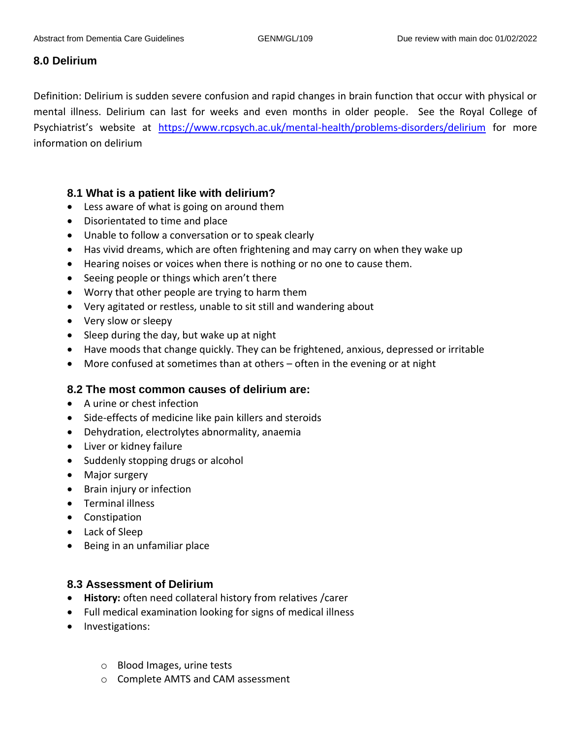## 8.0 Delirium

Definition: Delirium is sudden severe confusion and rapid changes in brain function that occur with physical or mental illness. Delirium can last for weeks and even months in older people. See the Royal College of Psychiatrist's website at https://www.rcpsych.ac.uk/mental-health/problems-disorders/delirium for more information on delirium

### 8.1 What is a patient like with delirium?

- Less aware of what is going on around them
- Disorientated to time and place
- Unable to follow a conversation or to speak clearly
- Has vivid dreams, which are often frightening and may carry on when they wake up
- Hearing noises or voices when there is nothing or no one to cause them.
- Seeing people or things which aren't there
- Worry that other people are trying to harm them
- Very agitated or restless, unable to sit still and wandering about
- Very slow or sleepy
- Sleep during the day, but wake up at night
- Have moods that change quickly. They can be frightened, anxious, depressed or irritable
- More confused at sometimes than at others – often in the evening or at night

### 8.2 The most common causes of delirium are:

- A urine or chest infection
- Side-effects of medicine like pain killers and steroids
- Dehydration, electrolytes abnormality, anaemia
- Liver or kidney failure
- Suddenly stopping drugs or alcohol
- Major surgery
- Brain injury or infection
- Terminal illness
- Constipation
- Lack of Sleep
- Being in an unfamiliar place

### 8.3 Assessment of Delirium

- **History:** often need collateral history from relatives /carer
- Full medical examination looking for signs of medical illness
- Investigations:
  - Blood Images, urine tests
  - Complete AMTS and CAM assessment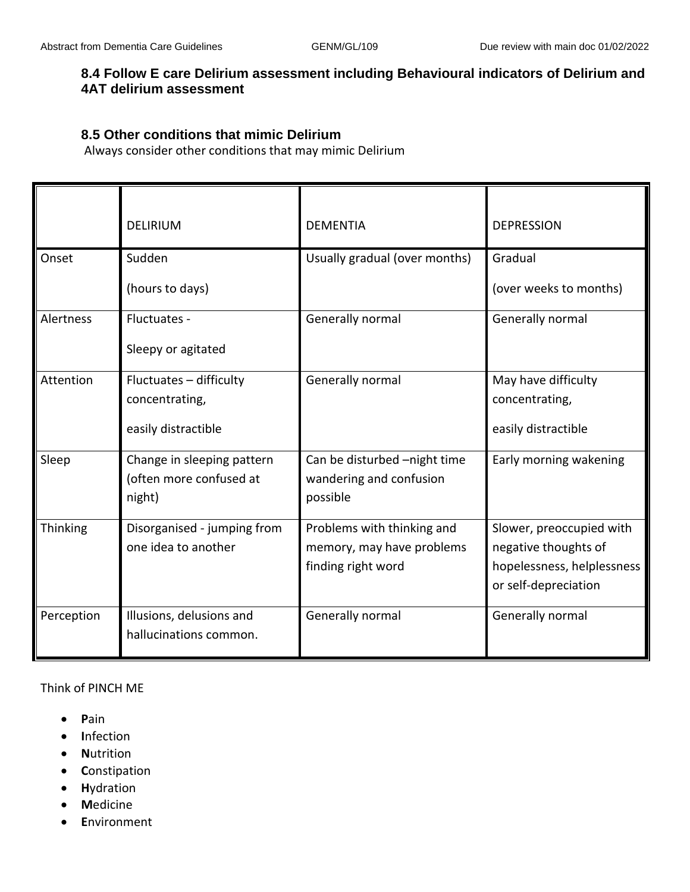### 8.4 Follow E care Delirium assessment including Behavioural indicators of Delirium and 4AT delirium assessment

### 8.5 Other conditions that mimic Delirium

Always consider other conditions that may mimic Delirium

| | DELIRIUM | DEMENTIA | DEPRESSION |
|---|---|---|---|
| Onset | Sudden<br><br>(hours to days) | Usually gradual (over months) | Gradual<br><br>(over weeks to months) |
| Alertness | Fluctuates -<br><br>Sleepy or agitated | Generally normal | Generally normal |
| Attention | Fluctuates – difficulty concentrating,<br><br>easily distractible | Generally normal | May have difficulty concentrating,<br><br>easily distractible |
| Sleep | Change in sleeping pattern (often more confused at night) | Can be disturbed –night time wandering and confusion possible | Early morning wakening |
| Thinking | Disorganised - jumping from one idea to another | Problems with thinking and memory, may have problems finding right word | Slower, preoccupied with negative thoughts of hopelessness, helplessness or self-depreciation |
| Perception | Illusions, delusions and hallucinations common. | Generally normal | Generally normal |

Think of PINCH ME

- **P**ain
- **I**nfection
- **N**utrition
- **C**onstipation
- **H**ydration
- **M**edicine
- **E**nvironment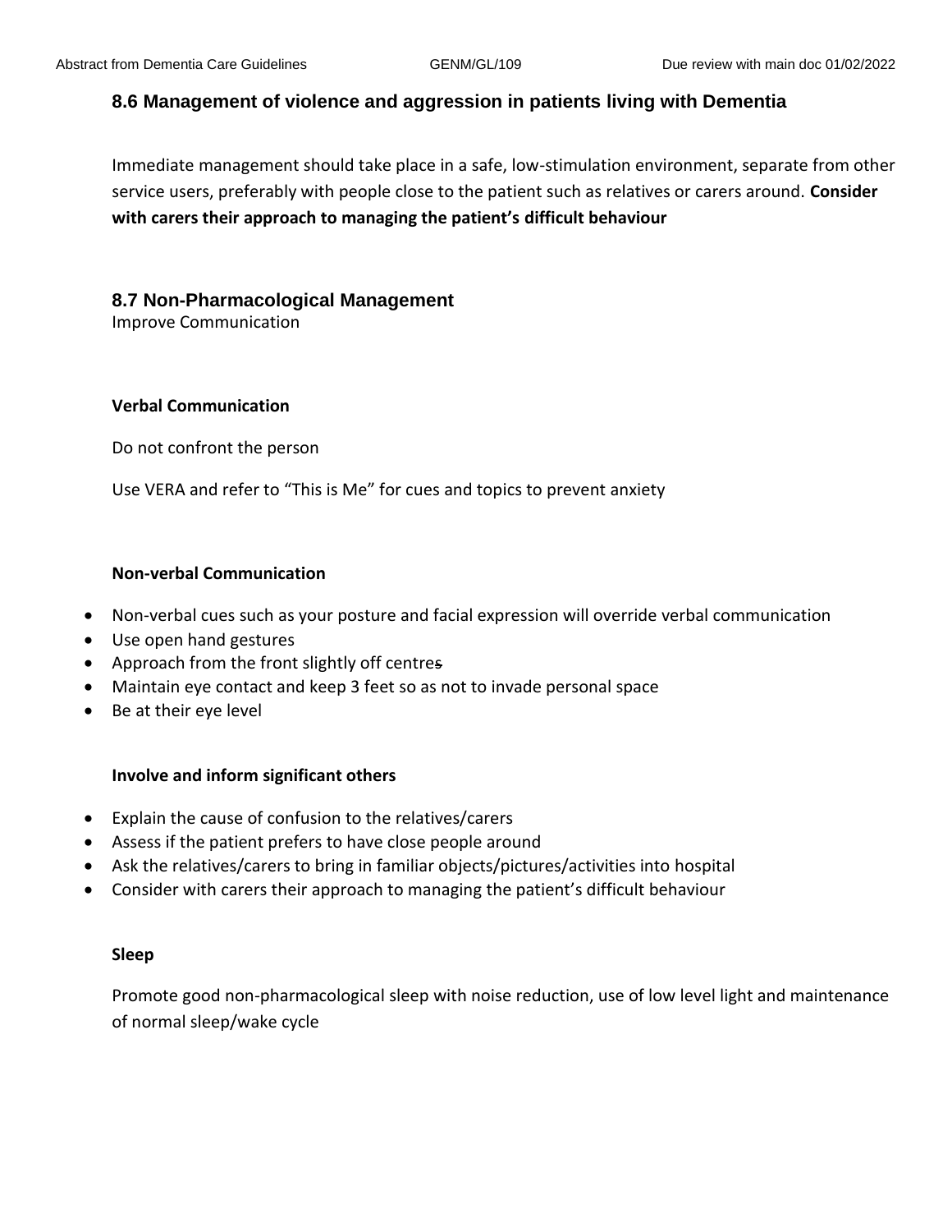## 8.6 Management of violence and aggression in patients living with Dementia

Immediate management should take place in a safe, low-stimulation environment, separate from other service users, preferably with people close to the patient such as relatives or carers around. **Consider with carers their approach to managing the patient's difficult behaviour**

## 8.7 Non-Pharmacological Management

Improve Communication

**Verbal Communication**

Do not confront the person

Use VERA and refer to "This is Me" for cues and topics to prevent anxiety

**Non-verbal Communication**

- Non-verbal cues such as your posture and facial expression will override verbal communication
- Use open hand gestures
- Approach from the front slightly off centre~~s~~
- Maintain eye contact and keep 3 feet so as not to invade personal space
- Be at their eye level

**Involve and inform significant others**

- Explain the cause of confusion to the relatives/carers
- Assess if the patient prefers to have close people around
- Ask the relatives/carers to bring in familiar objects/pictures/activities into hospital
- Consider with carers their approach to managing the patient's difficult behaviour

**Sleep**

Promote good non-pharmacological sleep with noise reduction, use of low level light and maintenance of normal sleep/wake cycle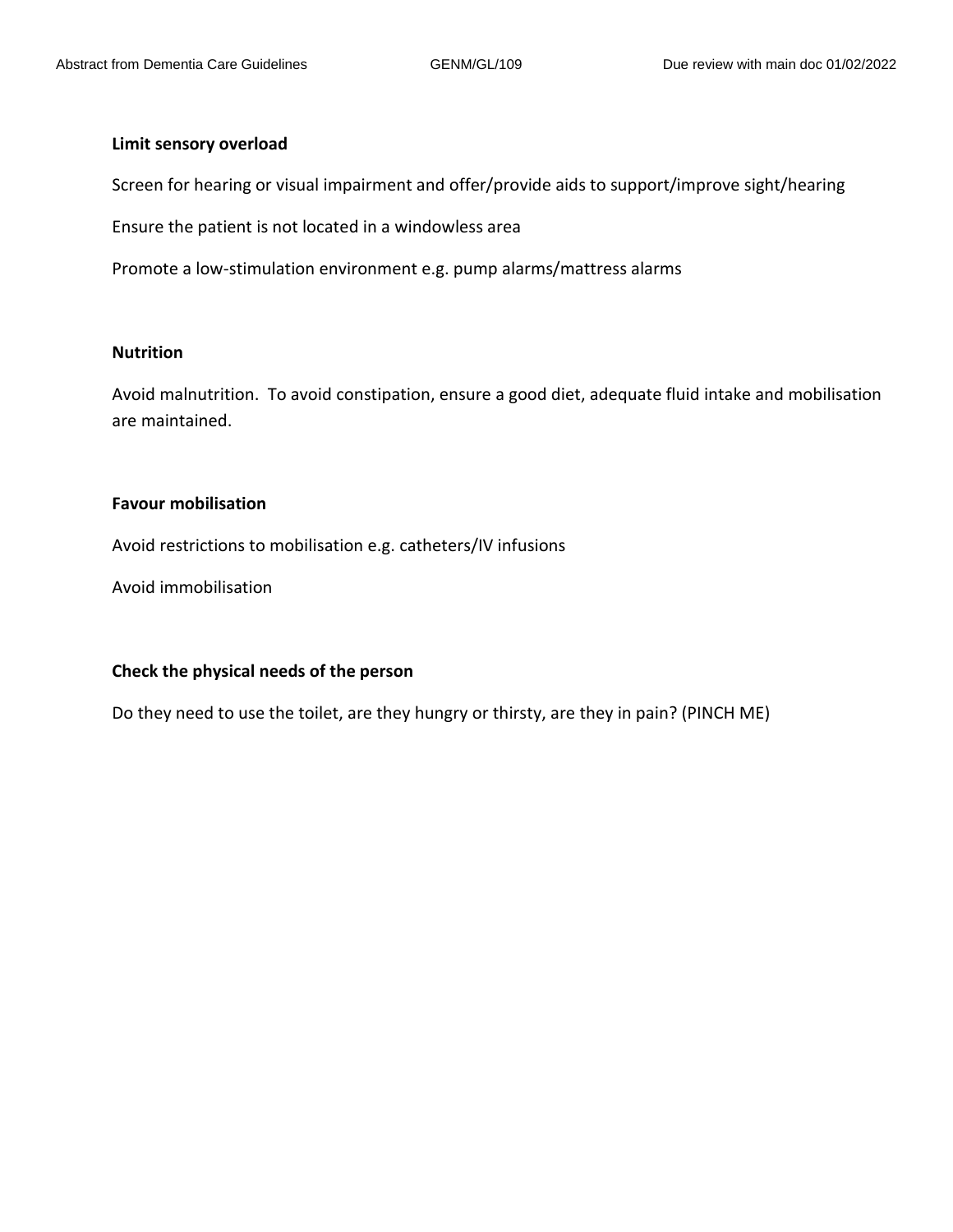**Limit sensory overload**

Screen for hearing or visual impairment and offer/provide aids to support/improve sight/hearing

Ensure the patient is not located in a windowless area

Promote a low-stimulation environment e.g. pump alarms/mattress alarms

**Nutrition**

Avoid malnutrition. To avoid constipation, ensure a good diet, adequate fluid intake and mobilisation are maintained.

**Favour mobilisation**

Avoid restrictions to mobilisation e.g. catheters/IV infusions

Avoid immobilisation

**Check the physical needs of the person**

Do they need to use the toilet, are they hungry or thirsty, are they in pain? (PINCH ME)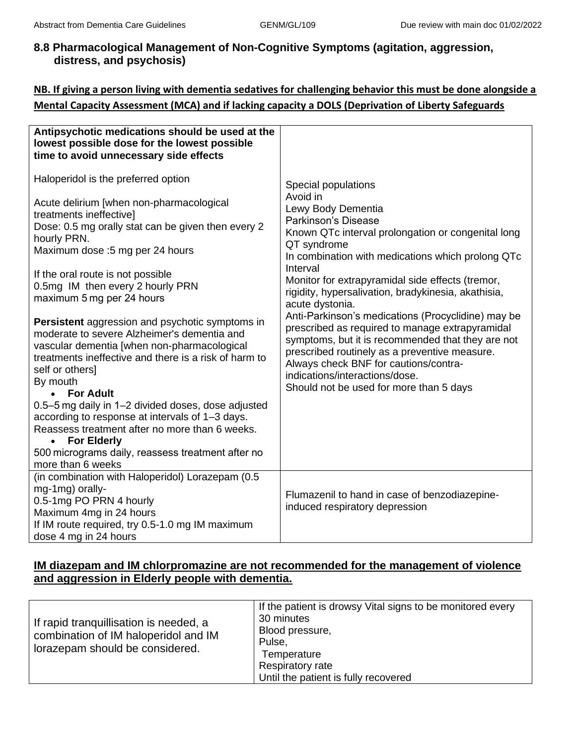## 8.8 Pharmacological Management of Non-Cognitive Symptoms (agitation, aggression, distress, and psychosis)

**NB. If giving a person living with dementia sedatives for challenging behavior this must be done alongside a Mental Capacity Assessment (MCA) and if lacking capacity a DOLS (Deprivation of Liberty Safeguards**

| | |
|---|---|
| **Antipsychotic medications should be used at the lowest possible dose for the lowest possible time to avoid unnecessary side effects**<br><br>Haloperidol is the preferred option<br><br>Acute delirium [when non-pharmacological treatments ineffective]<br>Dose: 0.5 mg orally stat can be given then every 2 hourly PRN.<br>Maximum dose :5 mg per 24 hours<br><br>If the oral route is not possible<br>0.5mg IM then every 2 hourly PRN<br>maximum 5 mg per 24 hours<br><br>**Persistent** aggression and psychotic symptoms in moderate to severe Alzheimer's dementia and vascular dementia [when non-pharmacological treatments ineffective and there is a risk of harm to self or others]<br>By mouth<br>• **For Adult**<br>0.5–5 mg daily in 1–2 divided doses, dose adjusted according to response at intervals of 1–3 days. Reassess treatment after no more than 6 weeks.<br>• **For Elderly**<br>500 micrograms daily, reassess treatment after no more than 6 weeks | Special populations<br>Avoid in<br>Lewy Body Dementia<br>Parkinson's Disease<br>Known QTc interval prolongation or congenital long QT syndrome<br>In combination with medications which prolong QTc Interval<br>Monitor for extrapyramidal side effects (tremor, rigidity, hypersalivation, bradykinesia, akathisia, acute dystonia.<br>Anti-Parkinson's medications (Procyclidine) may be prescribed as required to manage extrapyramidal symptoms, but it is recommended that they are not prescribed routinely as a preventive measure.<br>Always check BNF for cautions/contra-indications/interactions/dose.<br>Should not be used for more than 5 days |
| (in combination with Haloperidol) Lorazepam (0.5 mg-1mg) orally-<br>0.5-1mg PO PRN 4 hourly<br>Maximum 4mg in 24 hours<br>If IM route required, try 0.5-1.0 mg IM maximum dose 4 mg in 24 hours | Flumazenil to hand in case of benzodiazepine-induced respiratory depression |

**IM diazepam and IM chlorpromazine are not recommended for the management of violence and aggression in Elderly people with dementia.**

| | |
|---|---|
| If rapid tranquillisation is needed, a combination of IM haloperidol and IM lorazepam should be considered. | If the patient is drowsy Vital signs to be monitored every 30 minutes<br>Blood pressure,<br>Pulse,<br>Temperature<br>Respiratory rate<br>Until the patient is fully recovered |